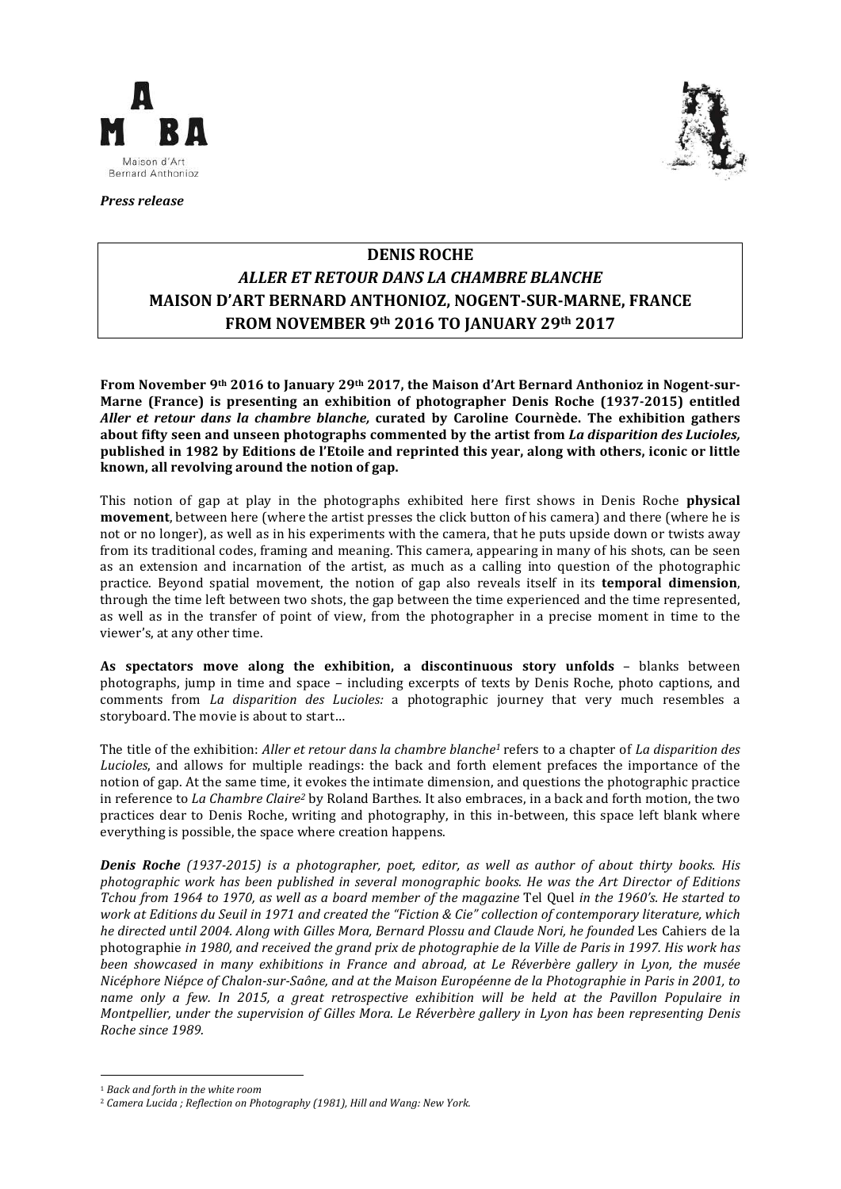Maison d'Art Bernard Anthonioz

*Press release*

# DENIS ROCHE
# *ALLER ET RETOUR DANS LA CHAMBRE BLANCHE*
# MAISON D'ART BERNARD ANTHONIOZ, NOGENT-SUR-MARNE, FRANCE
# FROM NOVEMBER 9th 2016 TO JANUARY 29th 2017

**From November 9th 2016 to January 29th 2017, the Maison d'Art Bernard Anthonioz in Nogent-sur-Marne (France) is presenting an exhibition of photographer Denis Roche (1937-2015) entitled *Aller et retour dans la chambre blanche,* curated by Caroline Cournède. The exhibition gathers about fifty seen and unseen photographs commented by the artist from *La disparition des Lucioles,* published in 1982 by Editions de l'Etoile and reprinted this year, along with others, iconic or little known, all revolving around the notion of gap.**

This notion of gap at play in the photographs exhibited here first shows in Denis Roche **physical movement**, between here (where the artist presses the click button of his camera) and there (where he is not or no longer), as well as in his experiments with the camera, that he puts upside down or twists away from its traditional codes, framing and meaning. This camera, appearing in many of his shots, can be seen as an extension and incarnation of the artist, as much as a calling into question of the photographic practice. Beyond spatial movement, the notion of gap also reveals itself in its **temporal dimension**, through the time left between two shots, the gap between the time experienced and the time represented, as well as in the transfer of point of view, from the photographer in a precise moment in time to the viewer's, at any other time.

**As spectators move along the exhibition, a discontinuous story unfolds** – blanks between photographs, jump in time and space – including excerpts of texts by Denis Roche, photo captions, and comments from *La disparition des Lucioles:* a photographic journey that very much resembles a storyboard. The movie is about to start…

The title of the exhibition: *Aller et retour dans la chambre blanche*[1] refers to a chapter of *La disparition des Lucioles*, and allows for multiple readings: the back and forth element prefaces the importance of the notion of gap. At the same time, it evokes the intimate dimension, and questions the photographic practice in reference to *La Chambre Claire*[2] by Roland Barthes. It also embraces, in a back and forth motion, the two practices dear to Denis Roche, writing and photography, in this in-between, this space left blank where everything is possible, the space where creation happens.

***Denis Roche*** *(1937-2015) is a photographer, poet, editor, as well as author of about thirty books. His photographic work has been published in several monographic books. He was the Art Director of Editions Tchou from 1964 to 1970, as well as a board member of the magazine* Tel Quel *in the 1960's. He started to work at Editions du Seuil in 1971 and created the "Fiction & Cie" collection of contemporary literature, which he directed until 2004. Along with Gilles Mora, Bernard Plossu and Claude Nori, he founded* Les Cahiers de la photographie *in 1980, and received the grand prix de photographie de la Ville de Paris in 1997. His work has been showcased in many exhibitions in France and abroad, at Le Réverbère gallery in Lyon, the musée Nicéphore Niépce of Chalon-sur-Saône, and at the Maison Européenne de la Photographie in Paris in 2001, to name only a few. In 2015, a great retrospective exhibition will be held at the Pavillon Populaire in Montpellier, under the supervision of Gilles Mora. Le Réverbère gallery in Lyon has been representing Denis Roche since 1989.*

---

[1] *Back and forth in the white room*

[2] *Camera Lucida ; Reflection on Photography (1981), Hill and Wang: New York.*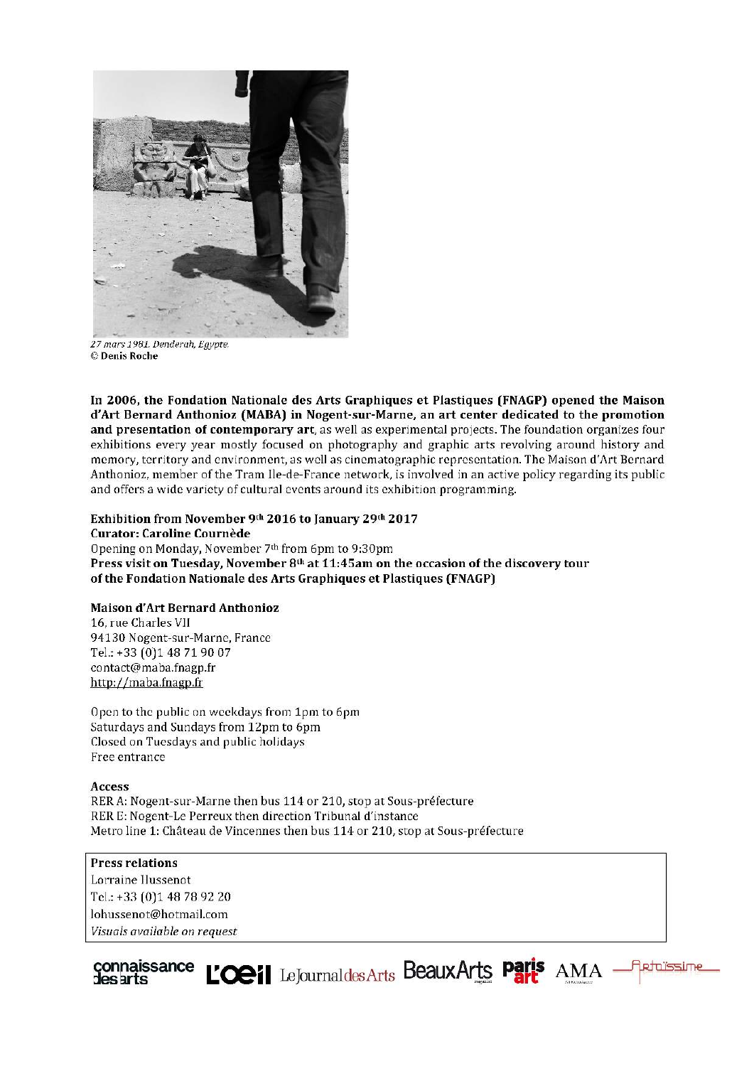*27 mars 1981. Denderah, Egypte.*
© **Denis Roche**

**In 2006, the Fondation Nationale des Arts Graphiques et Plastiques (FNAGP) opened the Maison d'Art Bernard Anthonioz (MABA) in Nogent-sur-Marne, an art center dedicated to the promotion and presentation of contemporary art**, as well as experimental projects. The foundation organizes four exhibitions every year mostly focused on photography and graphic arts revolving around history and memory, territory and environment, as well as cinematographic representation. The Maison d'Art Bernard Anthonioz, member of the Tram Ile-de-France network, is involved in an active policy regarding its public and offers a wide variety of cultural events around its exhibition programming.

**Exhibition from November 9th 2016 to January 29th 2017**
**Curator: Caroline Cournède**
Opening on Monday, November 7th from 6pm to 9:30pm
**Press visit on Tuesday, November 8th at 11:45am on the occasion of the discovery tour of the Fondation Nationale des Arts Graphiques et Plastiques (FNAGP)**

**Maison d'Art Bernard Anthonioz**
16, rue Charles VII
94130 Nogent-sur-Marne, France
Tel.: +33 (0)1 48 71 90 07
contact@maba.fnagp.fr
http://maba.fnagp.fr

Open to the public on weekdays from 1pm to 6pm
Saturdays and Sundays from 12pm to 6pm
Closed on Tuesdays and public holidays
Free entrance

**Access**
RER A: Nogent-sur-Marne then bus 114 or 210, stop at Sous-préfecture
RER E: Nogent-Le Perreux then direction Tribunal d'instance
Metro line 1: Château de Vincennes then bus 114 or 210, stop at Sous-préfecture

**Press relations**
Lorraine Hussenot
Tel.: +33 (0)1 48 78 92 20
lohussenot@hotmail.com
*Visuals available on request*

connaissance des arts · L'OEil · Le Journal des Arts · BeauxArts · paris art · AMA · Artaïssime